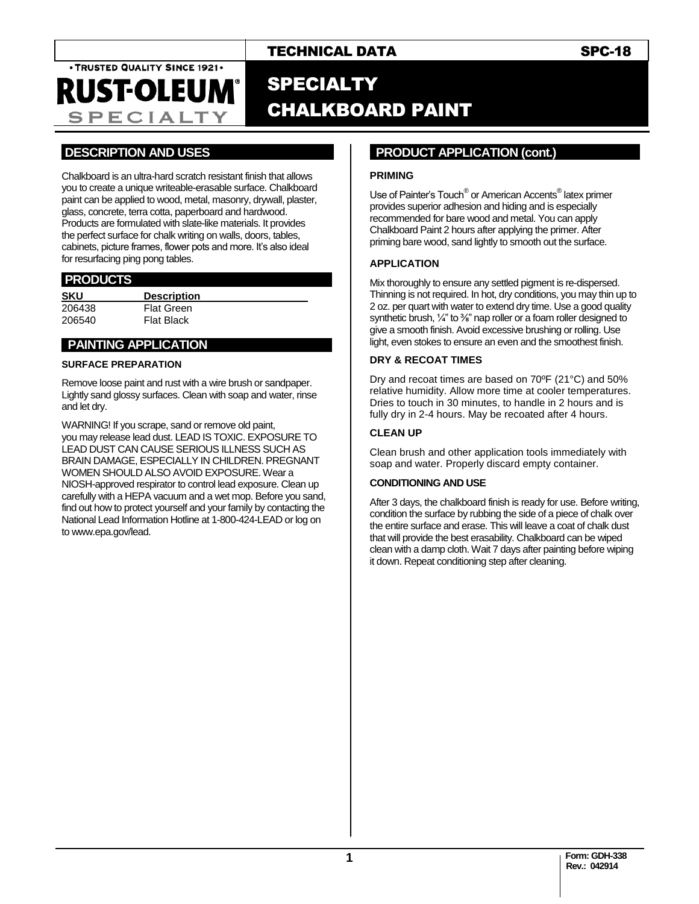# TECHNICAL DATA SPC-18

• TRUSTED QUALITY SINCE 1921 •

**RUST-OLEUM® SPECIALTY**

# SPECIALTY CHALKBOARD PAINT

## DESCRIPTION AND USES

Chalkboard is an ultra-hard scratch resistant finish that allows you to create a unique writeable-erasable surface. Chalkboard paint can be applied to wood, metal, masonry, drywall, plaster, glass, concrete, terra cotta, paperboard and hardwood. Products are formulated with slate-like materials. It provides the perfect surface for chalk writing on walls, doors, tables, cabinets, picture frames, flower pots and more. It's also ideal for resurfacing ping pong tables.

## PRODUCTS

| SKU | Description |
|---|---|
| 206438 | Flat Green |
| 206540 | Flat Black |

## PAINTING APPLICATION

### SURFACE PREPARATION

Remove loose paint and rust with a wire brush or sandpaper. Lightly sand glossy surfaces. Clean with soap and water, rinse and let dry.

WARNING! If you scrape, sand or remove old paint, you may release lead dust. LEAD IS TOXIC. EXPOSURE TO LEAD DUST CAN CAUSE SERIOUS ILLNESS SUCH AS BRAIN DAMAGE, ESPECIALLY IN CHILDREN. PREGNANT WOMEN SHOULD ALSO AVOID EXPOSURE. Wear a NIOSH-approved respirator to control lead exposure. Clean up carefully with a HEPA vacuum and a wet mop. Before you sand, find out how to protect yourself and your family by contacting the National Lead Information Hotline at 1-800-424-LEAD or log on to www.epa.gov/lead.

## PRODUCT APPLICATION (cont.)

### PRIMING

Use of Painter's Touch® or American Accents® latex primer provides superior adhesion and hiding and is especially recommended for bare wood and metal. You can apply Chalkboard Paint 2 hours after applying the primer. After priming bare wood, sand lightly to smooth out the surface.

### APPLICATION

Mix thoroughly to ensure any settled pigment is re-dispersed. Thinning is not required. In hot, dry conditions, you may thin up to 2 oz. per quart with water to extend dry time. Use a good quality synthetic brush, ¼" to ⅜" nap roller or a foam roller designed to give a smooth finish. Avoid excessive brushing or rolling. Use light, even stokes to ensure an even and the smoothest finish.

### DRY & RECOAT TIMES

Dry and recoat times are based on 70ºF (21°C) and 50% relative humidity. Allow more time at cooler temperatures. Dries to touch in 30 minutes, to handle in 2 hours and is fully dry in 2-4 hours. May be recoated after 4 hours.

### CLEAN UP

Clean brush and other application tools immediately with soap and water. Properly discard empty container.

### CONDITIONING AND USE

After 3 days, the chalkboard finish is ready for use. Before writing, condition the surface by rubbing the side of a piece of chalk over the entire surface and erase. This will leave a coat of chalk dust that will provide the best erasability. Chalkboard can be wiped clean with a damp cloth. Wait 7 days after painting before wiping it down. Repeat conditioning step after cleaning.

Form: GDH-338
Rev.: 042914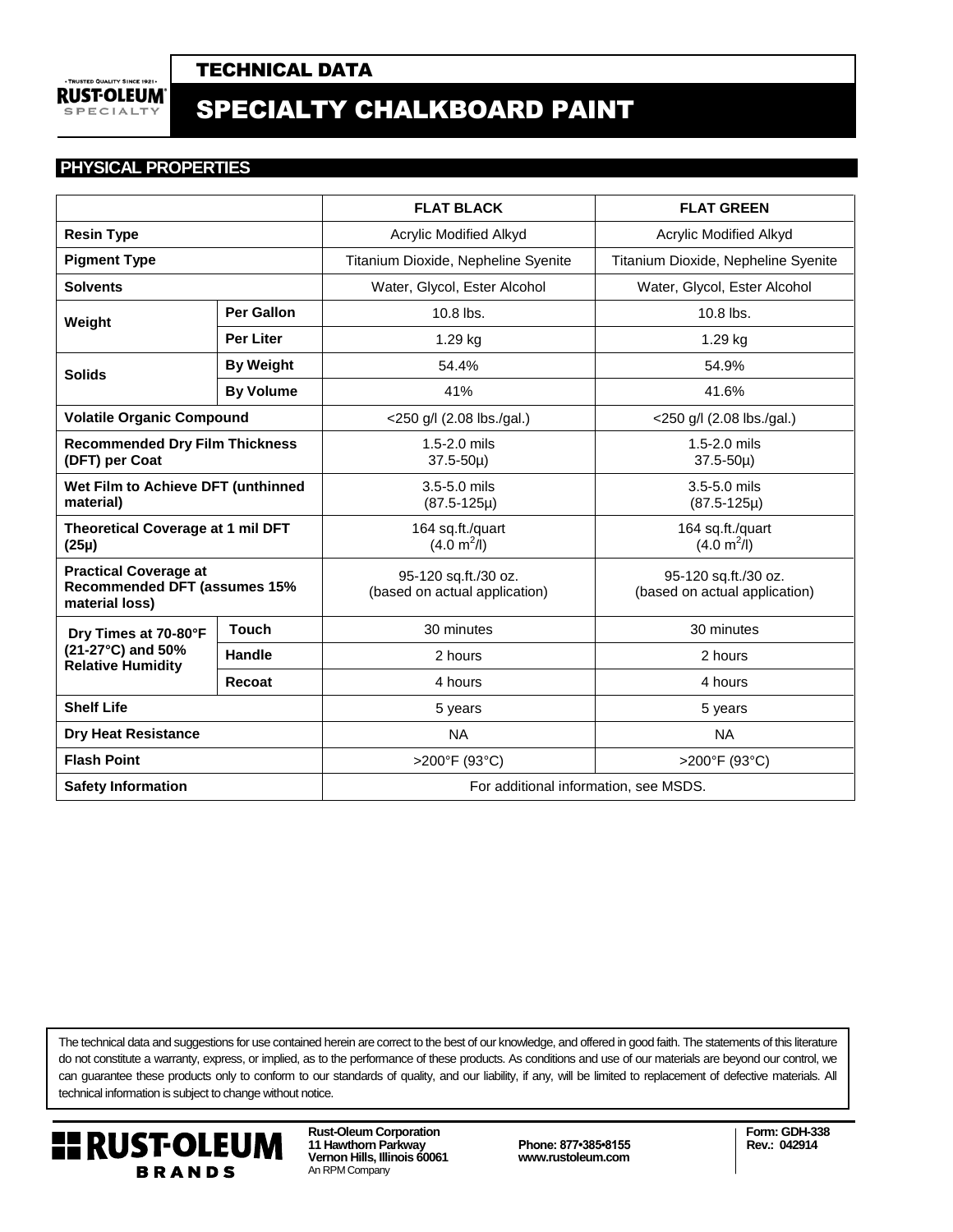# TECHNICAL DATA

# SPECIALTY CHALKBOARD PAINT

## PHYSICAL PROPERTIES

| | | FLAT BLACK | FLAT GREEN |
|---|---|---|---|
| **Resin Type** | | Acrylic Modified Alkyd | Acrylic Modified Alkyd |
| **Pigment Type** | | Titanium Dioxide, Nepheline Syenite | Titanium Dioxide, Nepheline Syenite |
| **Solvents** | | Water, Glycol, Ester Alcohol | Water, Glycol, Ester Alcohol |
| **Weight** | **Per Gallon** | 10.8 lbs. | 10.8 lbs. |
| | **Per Liter** | 1.29 kg | 1.29 kg |
| **Solids** | **By Weight** | 54.4% | 54.9% |
| | **By Volume** | 41% | 41.6% |
| **Volatile Organic Compound** | | <250 g/l (2.08 lbs./gal.) | <250 g/l (2.08 lbs./gal.) |
| **Recommended Dry Film Thickness (DFT) per Coat** | | 1.5-2.0 mils 37.5-50µ) | 1.5-2.0 mils 37.5-50µ) |
| **Wet Film to Achieve DFT (unthinned material)** | | 3.5-5.0 mils (87.5-125µ) | 3.5-5.0 mils (87.5-125µ) |
| **Theoretical Coverage at 1 mil DFT (25µ)** | | 164 sq.ft./quart (4.0 $m^2$/l) | 164 sq.ft./quart (4.0 $m^2$/l) |
| **Practical Coverage at Recommended DFT (assumes 15% material loss)** | | 95-120 sq.ft./30 oz. (based on actual application) | 95-120 sq.ft./30 oz. (based on actual application) |
| **Dry Times at 70-80°F (21-27°C) and 50% Relative Humidity** | **Touch** | 30 minutes | 30 minutes |
| | **Handle** | 2 hours | 2 hours |
| | **Recoat** | 4 hours | 4 hours |
| **Shelf Life** | | 5 years | 5 years |
| **Dry Heat Resistance** | | NA | NA |
| **Flash Point** | | >200°F (93°C) | >200°F (93°C) |
| **Safety Information** | | For additional information, see MSDS. | |

The technical data and suggestions for use contained herein are correct to the best of our knowledge, and offered in good faith. The statements of this literature do not constitute a warranty, express, or implied, as to the performance of these products. As conditions and use of our materials are beyond our control, we can guarantee these products only to conform to our standards of quality, and our liability, if any, will be limited to replacement of defective materials. All technical information is subject to change without notice.

**Rust-Oleum Corporation**
**11 Hawthorn Parkway**
**Vernon Hills, Illinois 60061**
An RPM Company

**Phone: 877•385•8155**
**www.rustoleum.com**

**Form: GDH-338**
**Rev.: 042914**